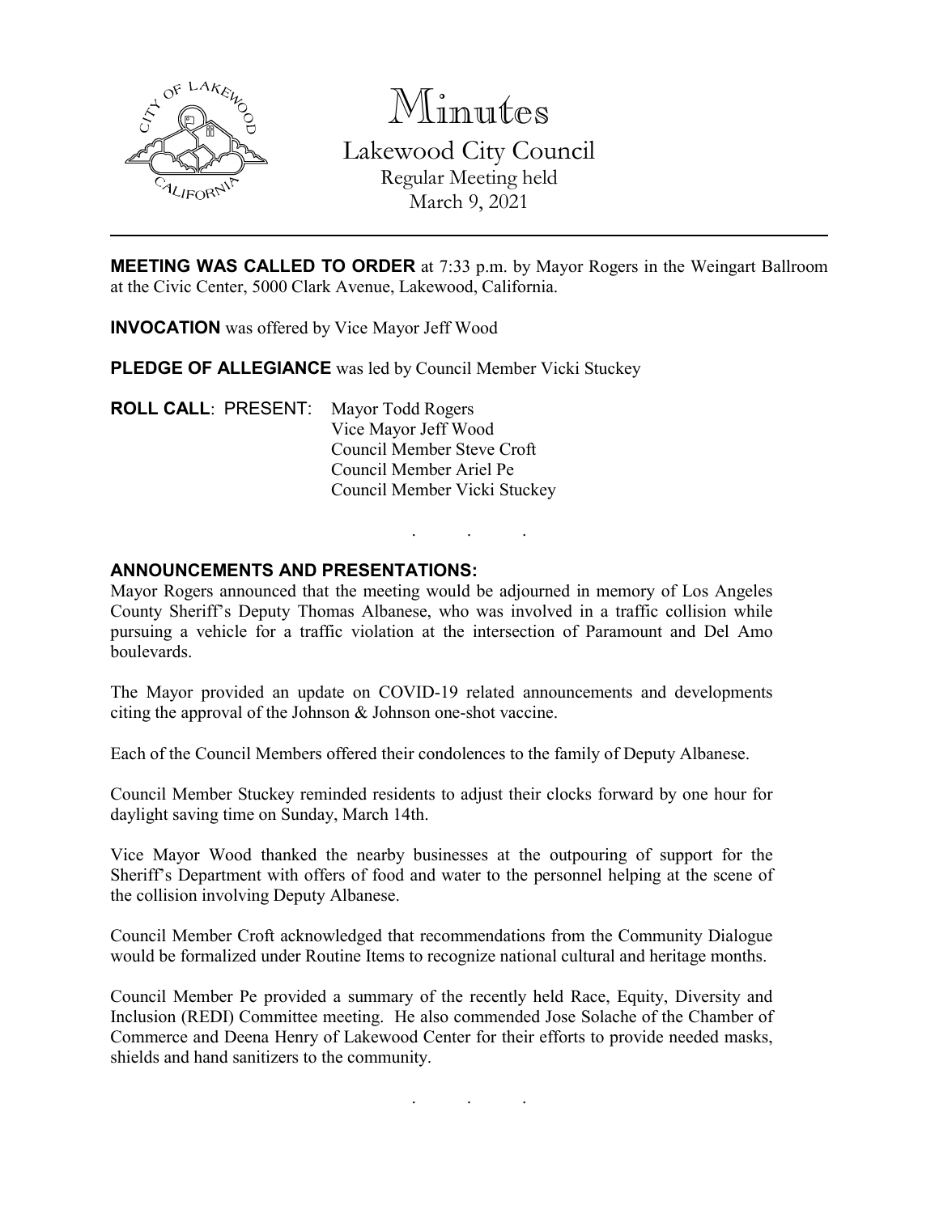# Minutes

## Lakewood City Council

Regular Meeting held
March 9, 2021

---

**MEETING WAS CALLED TO ORDER** at 7:33 p.m. by Mayor Rogers in the Weingart Ballroom at the Civic Center, 5000 Clark Avenue, Lakewood, California.

**INVOCATION** was offered by Vice Mayor Jeff Wood

**PLEDGE OF ALLEGIANCE** was led by Council Member Vicki Stuckey

**ROLL CALL**: PRESENT: Mayor Todd Rogers
Vice Mayor Jeff Wood
Council Member Steve Croft
Council Member Ariel Pe
Council Member Vicki Stuckey

. . .

**ANNOUNCEMENTS AND PRESENTATIONS:**

Mayor Rogers announced that the meeting would be adjourned in memory of Los Angeles County Sheriff's Deputy Thomas Albanese, who was involved in a traffic collision while pursuing a vehicle for a traffic violation at the intersection of Paramount and Del Amo boulevards.

The Mayor provided an update on COVID-19 related announcements and developments citing the approval of the Johnson & Johnson one-shot vaccine.

Each of the Council Members offered their condolences to the family of Deputy Albanese.

Council Member Stuckey reminded residents to adjust their clocks forward by one hour for daylight saving time on Sunday, March 14th.

Vice Mayor Wood thanked the nearby businesses at the outpouring of support for the Sheriff's Department with offers of food and water to the personnel helping at the scene of the collision involving Deputy Albanese.

Council Member Croft acknowledged that recommendations from the Community Dialogue would be formalized under Routine Items to recognize national cultural and heritage months.

Council Member Pe provided a summary of the recently held Race, Equity, Diversity and Inclusion (REDI) Committee meeting. He also commended Jose Solache of the Chamber of Commerce and Deena Henry of Lakewood Center for their efforts to provide needed masks, shields and hand sanitizers to the community.

. . .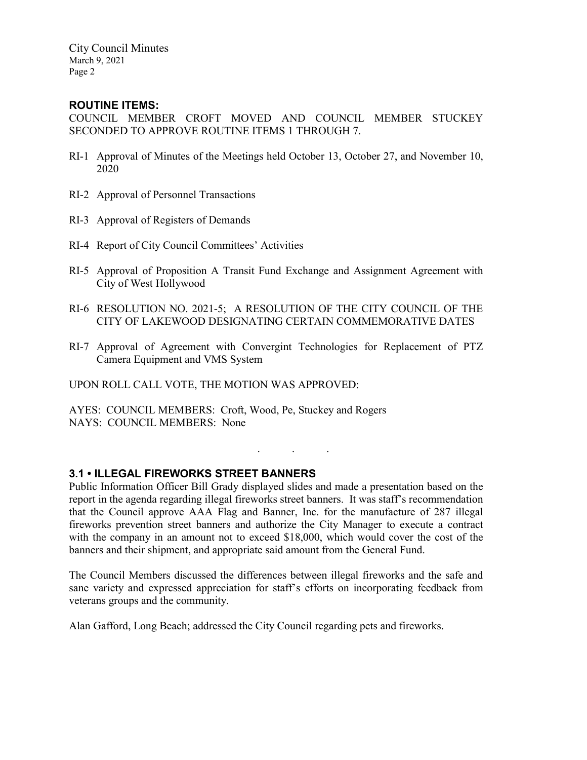## ROUTINE ITEMS:

COUNCIL MEMBER CROFT MOVED AND COUNCIL MEMBER STUCKEY SECONDED TO APPROVE ROUTINE ITEMS 1 THROUGH 7.

RI-1 Approval of Minutes of the Meetings held October 13, October 27, and November 10, 2020

RI-2 Approval of Personnel Transactions

RI-3 Approval of Registers of Demands

RI-4 Report of City Council Committees' Activities

RI-5 Approval of Proposition A Transit Fund Exchange and Assignment Agreement with City of West Hollywood

RI-6 RESOLUTION NO. 2021-5; A RESOLUTION OF THE CITY COUNCIL OF THE CITY OF LAKEWOOD DESIGNATING CERTAIN COMMEMORATIVE DATES

RI-7 Approval of Agreement with Convergint Technologies for Replacement of PTZ Camera Equipment and VMS System

UPON ROLL CALL VOTE, THE MOTION WAS APPROVED:

AYES: COUNCIL MEMBERS: Croft, Wood, Pe, Stuckey and Rogers
NAYS: COUNCIL MEMBERS: None

. . .

## 3.1 • ILLEGAL FIREWORKS STREET BANNERS

Public Information Officer Bill Grady displayed slides and made a presentation based on the report in the agenda regarding illegal fireworks street banners. It was staff's recommendation that the Council approve AAA Flag and Banner, Inc. for the manufacture of 287 illegal fireworks prevention street banners and authorize the City Manager to execute a contract with the company in an amount not to exceed $18,000, which would cover the cost of the banners and their shipment, and appropriate said amount from the General Fund.

The Council Members discussed the differences between illegal fireworks and the safe and sane variety and expressed appreciation for staff's efforts on incorporating feedback from veterans groups and the community.

Alan Gafford, Long Beach; addressed the City Council regarding pets and fireworks.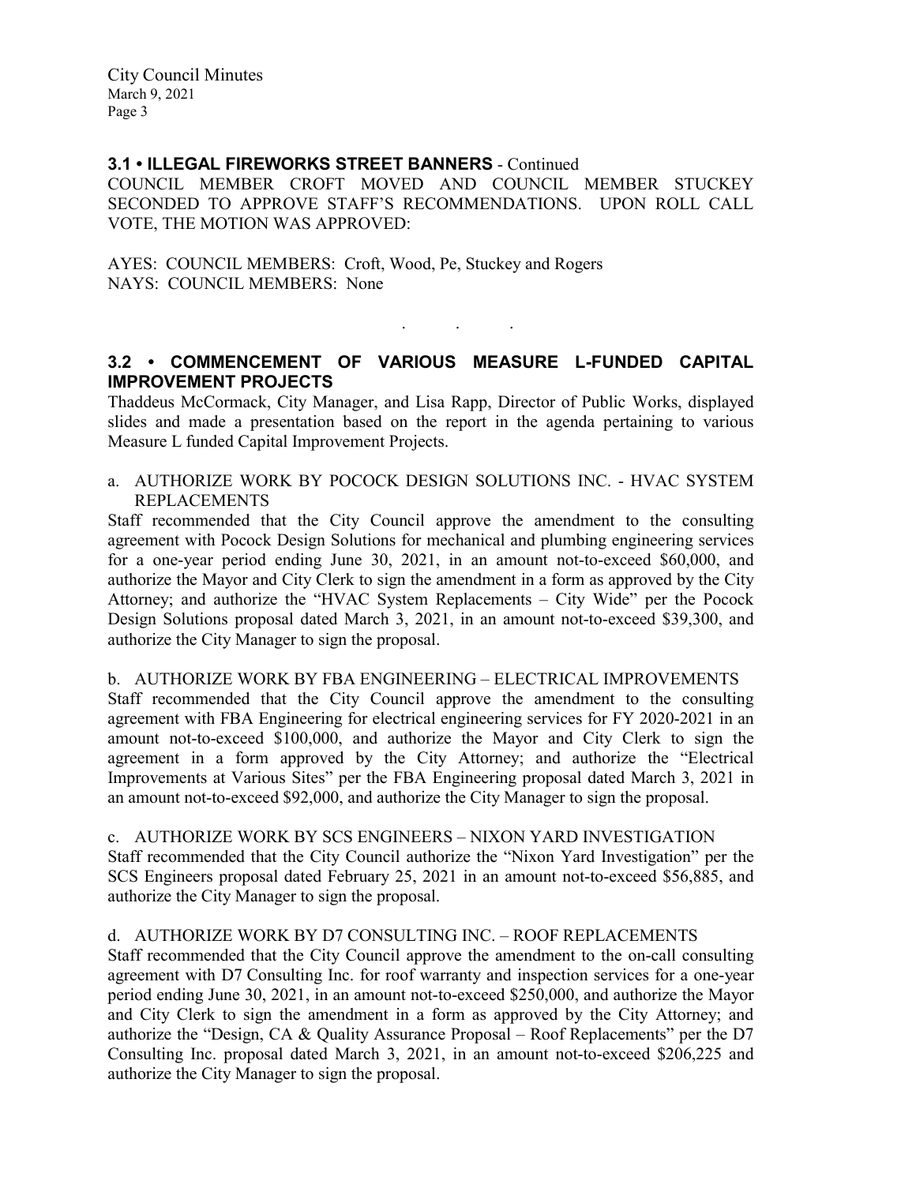### 3.1 • ILLEGAL FIREWORKS STREET BANNERS - Continued

COUNCIL MEMBER CROFT MOVED AND COUNCIL MEMBER STUCKEY SECONDED TO APPROVE STAFF'S RECOMMENDATIONS. UPON ROLL CALL VOTE, THE MOTION WAS APPROVED:

AYES: COUNCIL MEMBERS: Croft, Wood, Pe, Stuckey and Rogers
NAYS: COUNCIL MEMBERS: None

. . .

### 3.2 • COMMENCEMENT OF VARIOUS MEASURE L-FUNDED CAPITAL IMPROVEMENT PROJECTS

Thaddeus McCormack, City Manager, and Lisa Rapp, Director of Public Works, displayed slides and made a presentation based on the report in the agenda pertaining to various Measure L funded Capital Improvement Projects.

a. AUTHORIZE WORK BY POCOCK DESIGN SOLUTIONS INC. - HVAC SYSTEM REPLACEMENTS

Staff recommended that the City Council approve the amendment to the consulting agreement with Pocock Design Solutions for mechanical and plumbing engineering services for a one-year period ending June 30, 2021, in an amount not-to-exceed $60,000, and authorize the Mayor and City Clerk to sign the amendment in a form as approved by the City Attorney; and authorize the "HVAC System Replacements – City Wide" per the Pocock Design Solutions proposal dated March 3, 2021, in an amount not-to-exceed $39,300, and authorize the City Manager to sign the proposal.

b. AUTHORIZE WORK BY FBA ENGINEERING – ELECTRICAL IMPROVEMENTS

Staff recommended that the City Council approve the amendment to the consulting agreement with FBA Engineering for electrical engineering services for FY 2020-2021 in an amount not-to-exceed $100,000, and authorize the Mayor and City Clerk to sign the agreement in a form approved by the City Attorney; and authorize the "Electrical Improvements at Various Sites" per the FBA Engineering proposal dated March 3, 2021 in an amount not-to-exceed $92,000, and authorize the City Manager to sign the proposal.

c. AUTHORIZE WORK BY SCS ENGINEERS – NIXON YARD INVESTIGATION

Staff recommended that the City Council authorize the "Nixon Yard Investigation" per the SCS Engineers proposal dated February 25, 2021 in an amount not-to-exceed $56,885, and authorize the City Manager to sign the proposal.

d. AUTHORIZE WORK BY D7 CONSULTING INC. – ROOF REPLACEMENTS

Staff recommended that the City Council approve the amendment to the on-call consulting agreement with D7 Consulting Inc. for roof warranty and inspection services for a one-year period ending June 30, 2021, in an amount not-to-exceed $250,000, and authorize the Mayor and City Clerk to sign the amendment in a form as approved by the City Attorney; and authorize the "Design, CA & Quality Assurance Proposal – Roof Replacements" per the D7 Consulting Inc. proposal dated March 3, 2021, in an amount not-to-exceed $206,225 and authorize the City Manager to sign the proposal.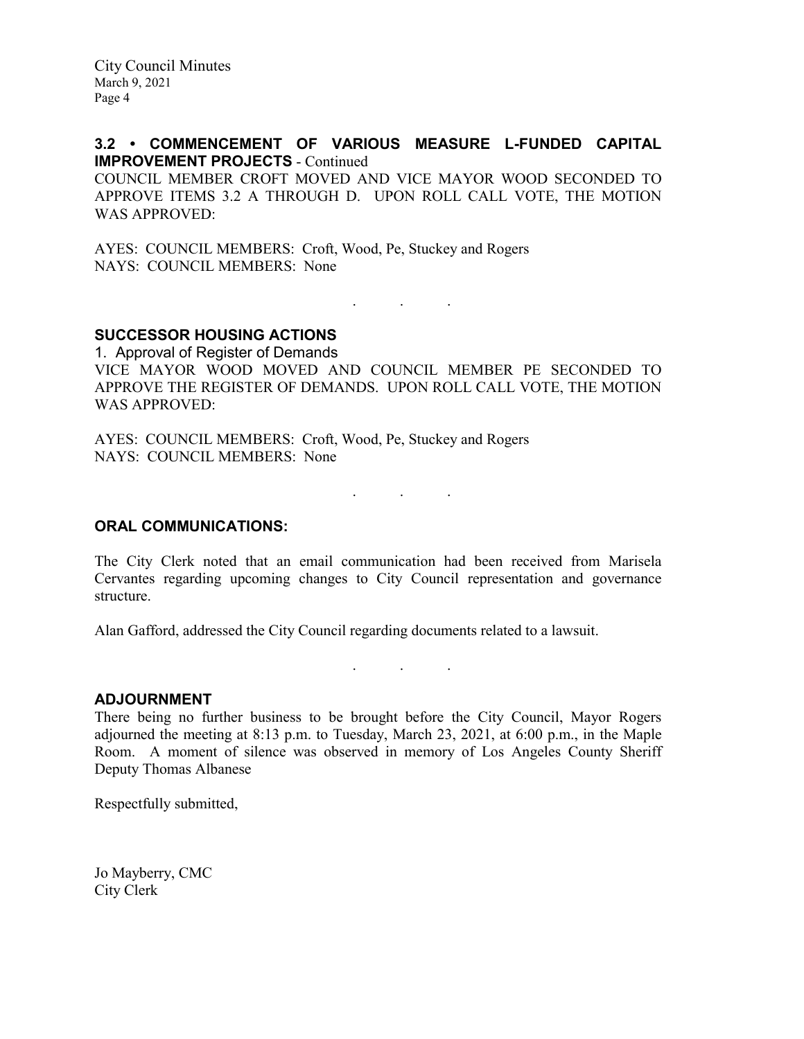### 3.2 • COMMENCEMENT OF VARIOUS MEASURE L-FUNDED CAPITAL IMPROVEMENT PROJECTS - Continued

COUNCIL MEMBER CROFT MOVED AND VICE MAYOR WOOD SECONDED TO APPROVE ITEMS 3.2 A THROUGH D. UPON ROLL CALL VOTE, THE MOTION WAS APPROVED:

AYES: COUNCIL MEMBERS: Croft, Wood, Pe, Stuckey and Rogers
NAYS: COUNCIL MEMBERS: None

. . .

## SUCCESSOR HOUSING ACTIONS

1. Approval of Register of Demands

VICE MAYOR WOOD MOVED AND COUNCIL MEMBER PE SECONDED TO APPROVE THE REGISTER OF DEMANDS. UPON ROLL CALL VOTE, THE MOTION WAS APPROVED:

AYES: COUNCIL MEMBERS: Croft, Wood, Pe, Stuckey and Rogers
NAYS: COUNCIL MEMBERS: None

. . .

## ORAL COMMUNICATIONS:

The City Clerk noted that an email communication had been received from Marisela Cervantes regarding upcoming changes to City Council representation and governance structure.

Alan Gafford, addressed the City Council regarding documents related to a lawsuit.

. . .

## ADJOURNMENT

There being no further business to be brought before the City Council, Mayor Rogers adjourned the meeting at 8:13 p.m. to Tuesday, March 23, 2021, at 6:00 p.m., in the Maple Room. A moment of silence was observed in memory of Los Angeles County Sheriff Deputy Thomas Albanese

Respectfully submitted,

Jo Mayberry, CMC
City Clerk